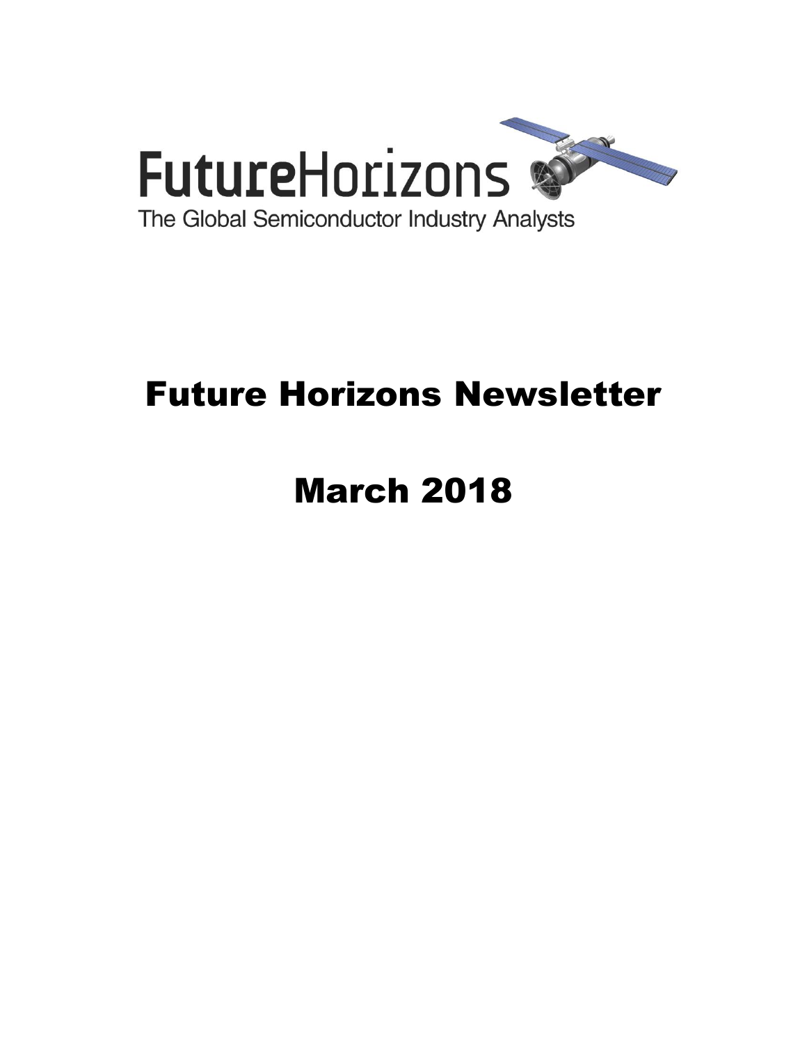FutureHorizons

The Global Semiconductor Industry Analysts

# Future Horizons Newsletter

# March 2018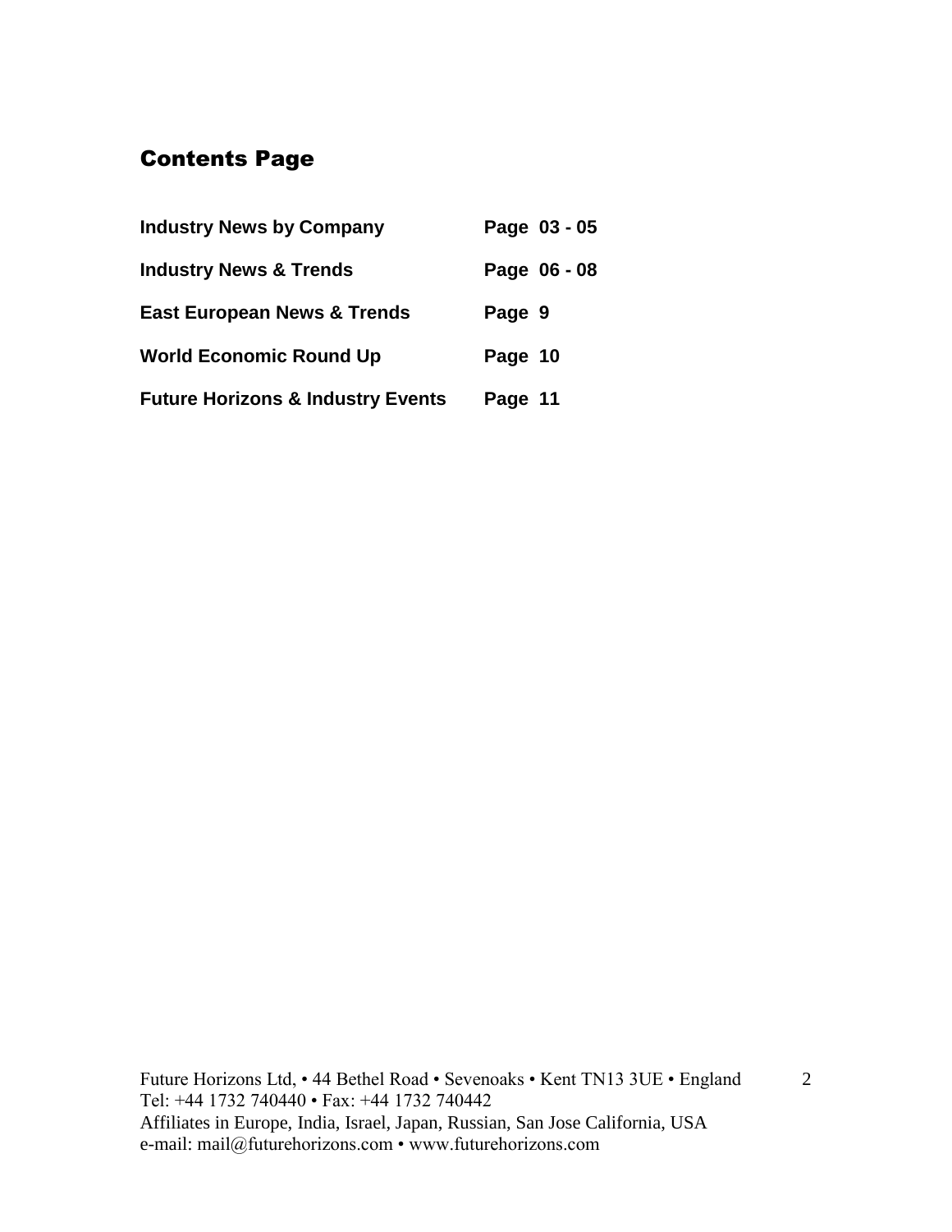## Contents Page

| | |
|---|---|
| **Industry News by Company** | **Page 03 - 05** |
| **Industry News & Trends** | **Page 06 - 08** |
| **East European News & Trends** | **Page 9** |
| **World Economic Round Up** | **Page 10** |
| **Future Horizons & Industry Events** | **Page 11** |

Future Horizons Ltd, • 44 Bethel Road • Sevenoaks • Kent TN13 3UE • England
Tel: +44 1732 740440 • Fax: +44 1732 740442
Affiliates in Europe, India, Israel, Japan, Russian, San Jose California, USA
e-mail: mail@futurehorizons.com • www.futurehorizons.com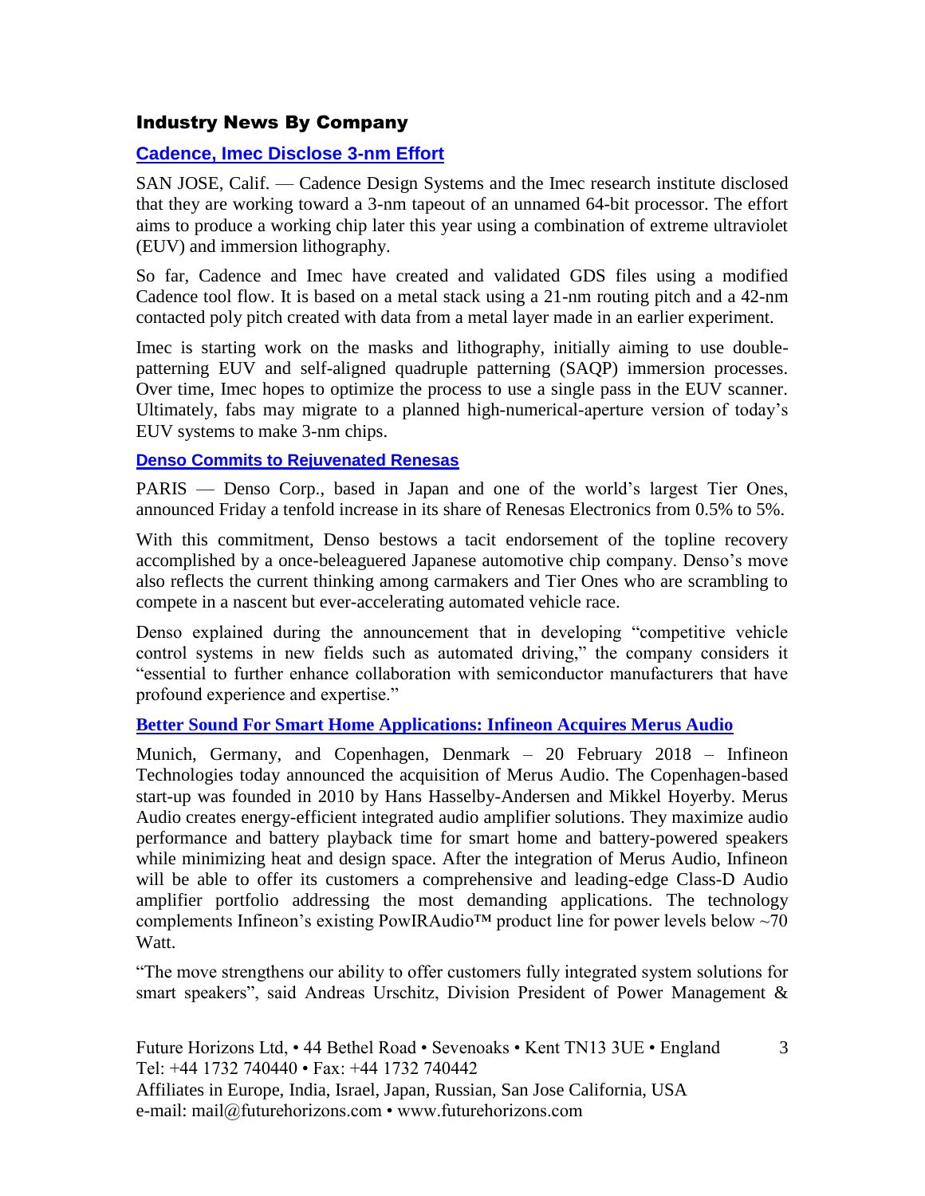## Industry News By Company

### Cadence, Imec Disclose 3-nm Effort

SAN JOSE, Calif. — Cadence Design Systems and the Imec research institute disclosed that they are working toward a 3-nm tapeout of an unnamed 64-bit processor. The effort aims to produce a working chip later this year using a combination of extreme ultraviolet (EUV) and immersion lithography.

So far, Cadence and Imec have created and validated GDS files using a modified Cadence tool flow. It is based on a metal stack using a 21-nm routing pitch and a 42-nm contacted poly pitch created with data from a metal layer made in an earlier experiment.

Imec is starting work on the masks and lithography, initially aiming to use double-patterning EUV and self-aligned quadruple patterning (SAQP) immersion processes. Over time, Imec hopes to optimize the process to use a single pass in the EUV scanner. Ultimately, fabs may migrate to a planned high-numerical-aperture version of today's EUV systems to make 3-nm chips.

### Denso Commits to Rejuvenated Renesas

PARIS — Denso Corp., based in Japan and one of the world's largest Tier Ones, announced Friday a tenfold increase in its share of Renesas Electronics from 0.5% to 5%.

With this commitment, Denso bestows a tacit endorsement of the topline recovery accomplished by a once-beleaguered Japanese automotive chip company. Denso's move also reflects the current thinking among carmakers and Tier Ones who are scrambling to compete in a nascent but ever-accelerating automated vehicle race.

Denso explained during the announcement that in developing "competitive vehicle control systems in new fields such as automated driving," the company considers it "essential to further enhance collaboration with semiconductor manufacturers that have profound experience and expertise."

### Better Sound For Smart Home Applications: Infineon Acquires Merus Audio

Munich, Germany, and Copenhagen, Denmark – 20 February 2018 – Infineon Technologies today announced the acquisition of Merus Audio. The Copenhagen-based start-up was founded in 2010 by Hans Hasselby-Andersen and Mikkel Hoyerby. Merus Audio creates energy-efficient integrated audio amplifier solutions. They maximize audio performance and battery playback time for smart home and battery-powered speakers while minimizing heat and design space. After the integration of Merus Audio, Infineon will be able to offer its customers a comprehensive and leading-edge Class-D Audio amplifier portfolio addressing the most demanding applications. The technology complements Infineon's existing PowIRAudio™ product line for power levels below ~70 Watt.

"The move strengthens our ability to offer customers fully integrated system solutions for smart speakers", said Andreas Urschitz, Division President of Power Management &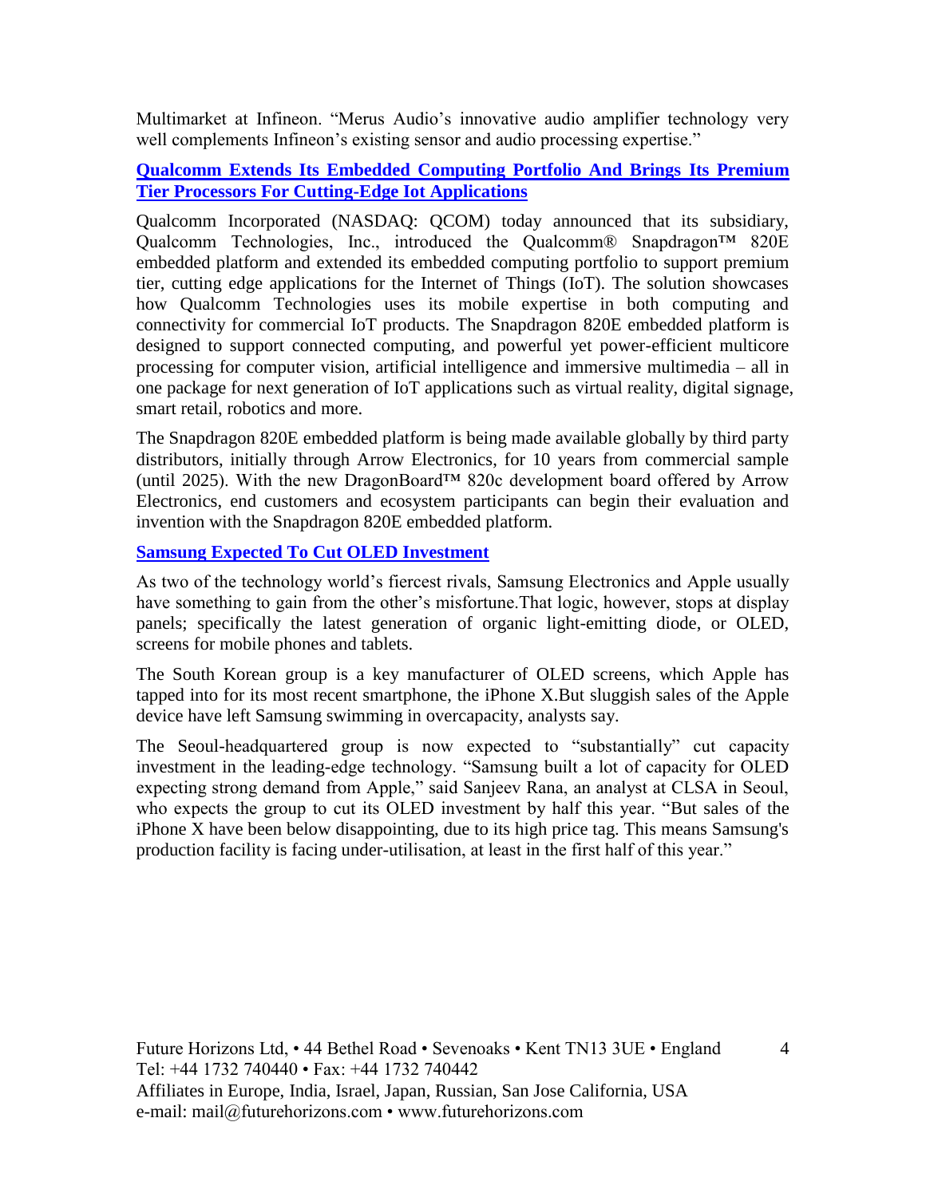Multimarket at Infineon. "Merus Audio's innovative audio amplifier technology very well complements Infineon's existing sensor and audio processing expertise."

### Qualcomm Extends Its Embedded Computing Portfolio And Brings Its Premium Tier Processors For Cutting-Edge Iot Applications

Qualcomm Incorporated (NASDAQ: QCOM) today announced that its subsidiary, Qualcomm Technologies, Inc., introduced the Qualcomm® Snapdragon™ 820E embedded platform and extended its embedded computing portfolio to support premium tier, cutting edge applications for the Internet of Things (IoT). The solution showcases how Qualcomm Technologies uses its mobile expertise in both computing and connectivity for commercial IoT products. The Snapdragon 820E embedded platform is designed to support connected computing, and powerful yet power-efficient multicore processing for computer vision, artificial intelligence and immersive multimedia – all in one package for next generation of IoT applications such as virtual reality, digital signage, smart retail, robotics and more.

The Snapdragon 820E embedded platform is being made available globally by third party distributors, initially through Arrow Electronics, for 10 years from commercial sample (until 2025). With the new DragonBoard™ 820c development board offered by Arrow Electronics, end customers and ecosystem participants can begin their evaluation and invention with the Snapdragon 820E embedded platform.

### Samsung Expected To Cut OLED Investment

As two of the technology world's fiercest rivals, Samsung Electronics and Apple usually have something to gain from the other's misfortune.That logic, however, stops at display panels; specifically the latest generation of organic light-emitting diode, or OLED, screens for mobile phones and tablets.

The South Korean group is a key manufacturer of OLED screens, which Apple has tapped into for its most recent smartphone, the iPhone X.But sluggish sales of the Apple device have left Samsung swimming in overcapacity, analysts say.

The Seoul-headquartered group is now expected to "substantially" cut capacity investment in the leading-edge technology. "Samsung built a lot of capacity for OLED expecting strong demand from Apple," said Sanjeev Rana, an analyst at CLSA in Seoul, who expects the group to cut its OLED investment by half this year. "But sales of the iPhone X have been below disappointing, due to its high price tag. This means Samsung's production facility is facing under-utilisation, at least in the first half of this year."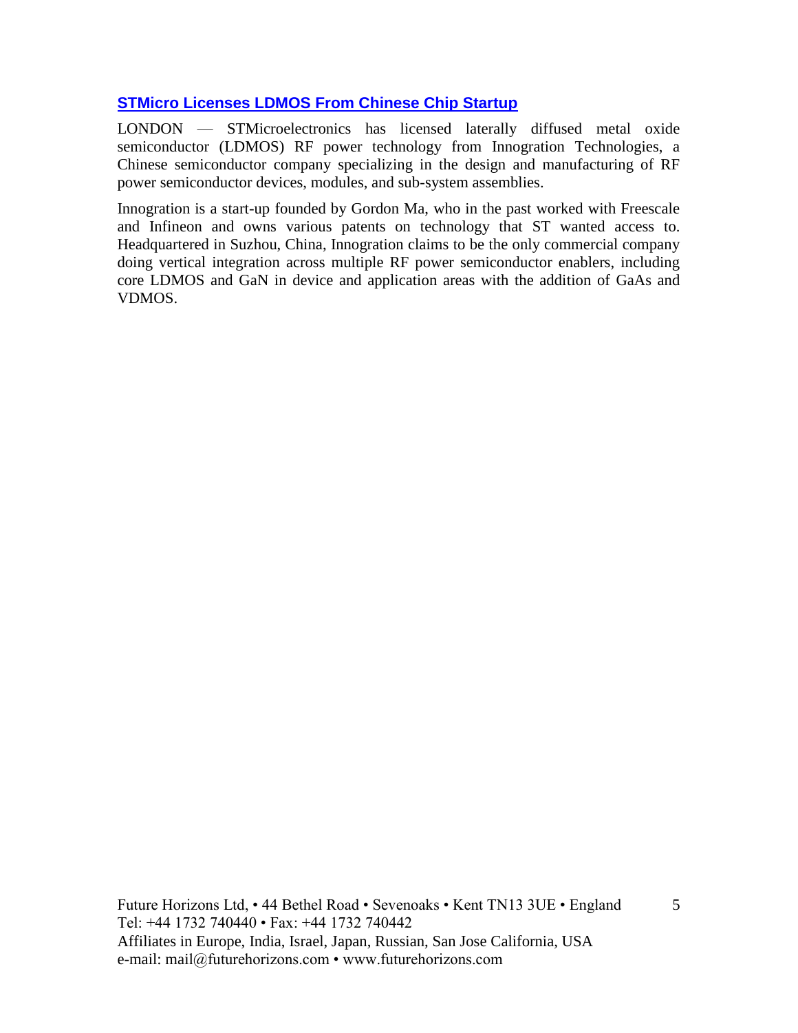## STMicro Licenses LDMOS From Chinese Chip Startup

LONDON — STMicroelectronics has licensed laterally diffused metal oxide semiconductor (LDMOS) RF power technology from Innogration Technologies, a Chinese semiconductor company specializing in the design and manufacturing of RF power semiconductor devices, modules, and sub-system assemblies.

Innogration is a start-up founded by Gordon Ma, who in the past worked with Freescale and Infineon and owns various patents on technology that ST wanted access to. Headquartered in Suzhou, China, Innogration claims to be the only commercial company doing vertical integration across multiple RF power semiconductor enablers, including core LDMOS and GaN in device and application areas with the addition of GaAs and VDMOS.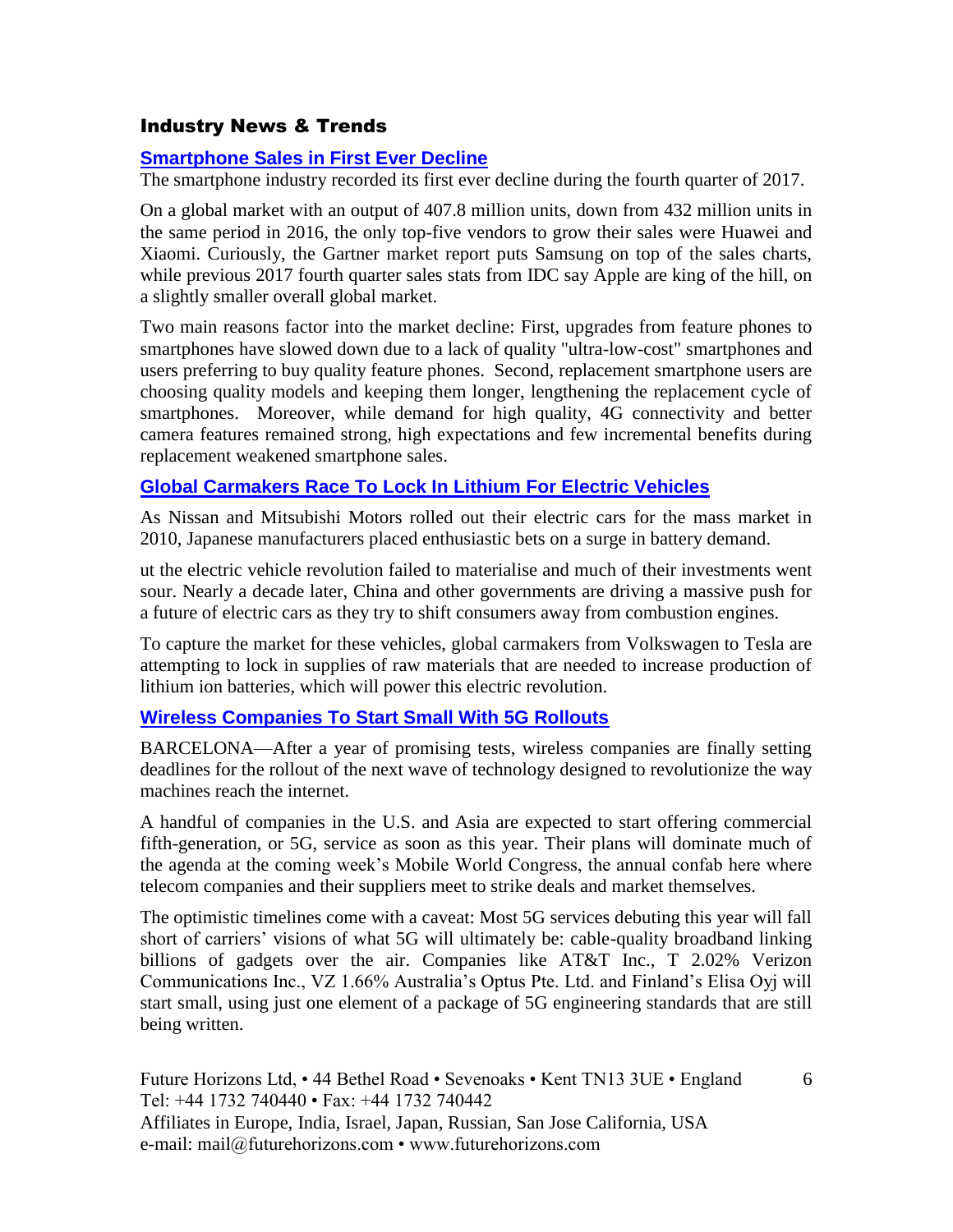## Industry News & Trends

### Smartphone Sales in First Ever Decline

The smartphone industry recorded its first ever decline during the fourth quarter of 2017.

On a global market with an output of 407.8 million units, down from 432 million units in the same period in 2016, the only top-five vendors to grow their sales were Huawei and Xiaomi. Curiously, the Gartner market report puts Samsung on top of the sales charts, while previous 2017 fourth quarter sales stats from IDC say Apple are king of the hill, on a slightly smaller overall global market.

Two main reasons factor into the market decline: First, upgrades from feature phones to smartphones have slowed down due to a lack of quality "ultra-low-cost" smartphones and users preferring to buy quality feature phones. Second, replacement smartphone users are choosing quality models and keeping them longer, lengthening the replacement cycle of smartphones. Moreover, while demand for high quality, 4G connectivity and better camera features remained strong, high expectations and few incremental benefits during replacement weakened smartphone sales.

### Global Carmakers Race To Lock In Lithium For Electric Vehicles

As Nissan and Mitsubishi Motors rolled out their electric cars for the mass market in 2010, Japanese manufacturers placed enthusiastic bets on a surge in battery demand.

ut the electric vehicle revolution failed to materialise and much of their investments went sour. Nearly a decade later, China and other governments are driving a massive push for a future of electric cars as they try to shift consumers away from combustion engines.

To capture the market for these vehicles, global carmakers from Volkswagen to Tesla are attempting to lock in supplies of raw materials that are needed to increase production of lithium ion batteries, which will power this electric revolution.

### Wireless Companies To Start Small With 5G Rollouts

BARCELONA—After a year of promising tests, wireless companies are finally setting deadlines for the rollout of the next wave of technology designed to revolutionize the way machines reach the internet.

A handful of companies in the U.S. and Asia are expected to start offering commercial fifth-generation, or 5G, service as soon as this year. Their plans will dominate much of the agenda at the coming week's Mobile World Congress, the annual confab here where telecom companies and their suppliers meet to strike deals and market themselves.

The optimistic timelines come with a caveat: Most 5G services debuting this year will fall short of carriers' visions of what 5G will ultimately be: cable-quality broadband linking billions of gadgets over the air. Companies like AT&T Inc., T 2.02% Verizon Communications Inc., VZ 1.66% Australia's Optus Pte. Ltd. and Finland's Elisa Oyj will start small, using just one element of a package of 5G engineering standards that are still being written.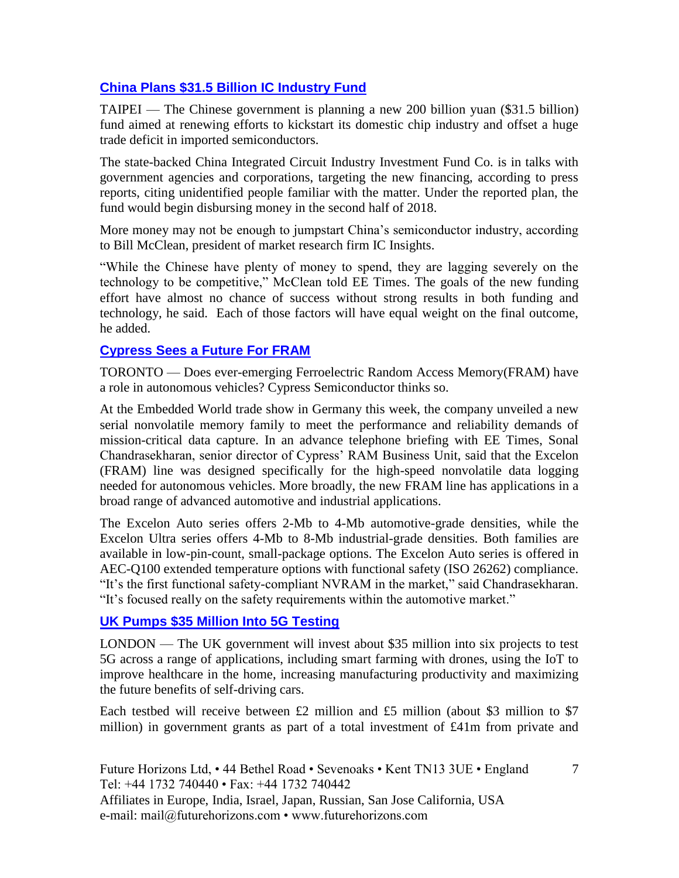## China Plans $31.5 Billion IC Industry Fund

TAIPEI — The Chinese government is planning a new 200 billion yuan ($31.5 billion) fund aimed at renewing efforts to kickstart its domestic chip industry and offset a huge trade deficit in imported semiconductors.

The state-backed China Integrated Circuit Industry Investment Fund Co. is in talks with government agencies and corporations, targeting the new financing, according to press reports, citing unidentified people familiar with the matter. Under the reported plan, the fund would begin disbursing money in the second half of 2018.

More money may not be enough to jumpstart China's semiconductor industry, according to Bill McClean, president of market research firm IC Insights.

"While the Chinese have plenty of money to spend, they are lagging severely on the technology to be competitive," McClean told EE Times. The goals of the new funding effort have almost no chance of success without strong results in both funding and technology, he said. Each of those factors will have equal weight on the final outcome, he added.

## Cypress Sees a Future For FRAM

TORONTO — Does ever-emerging Ferroelectric Random Access Memory(FRAM) have a role in autonomous vehicles? Cypress Semiconductor thinks so.

At the Embedded World trade show in Germany this week, the company unveiled a new serial nonvolatile memory family to meet the performance and reliability demands of mission-critical data capture. In an advance telephone briefing with EE Times, Sonal Chandrasekharan, senior director of Cypress' RAM Business Unit, said that the Excelon (FRAM) line was designed specifically for the high-speed nonvolatile data logging needed for autonomous vehicles. More broadly, the new FRAM line has applications in a broad range of advanced automotive and industrial applications.

The Excelon Auto series offers 2-Mb to 4-Mb automotive-grade densities, while the Excelon Ultra series offers 4-Mb to 8-Mb industrial-grade densities. Both families are available in low-pin-count, small-package options. The Excelon Auto series is offered in AEC-Q100 extended temperature options with functional safety (ISO 26262) compliance. "It's the first functional safety-compliant NVRAM in the market," said Chandrasekharan. "It's focused really on the safety requirements within the automotive market."

## UK Pumps $35 Million Into 5G Testing

LONDON — The UK government will invest about $35 million into six projects to test 5G across a range of applications, including smart farming with drones, using the IoT to improve healthcare in the home, increasing manufacturing productivity and maximizing the future benefits of self-driving cars.

Each testbed will receive between £2 million and £5 million (about $3 million to $7 million) in government grants as part of a total investment of £41m from private and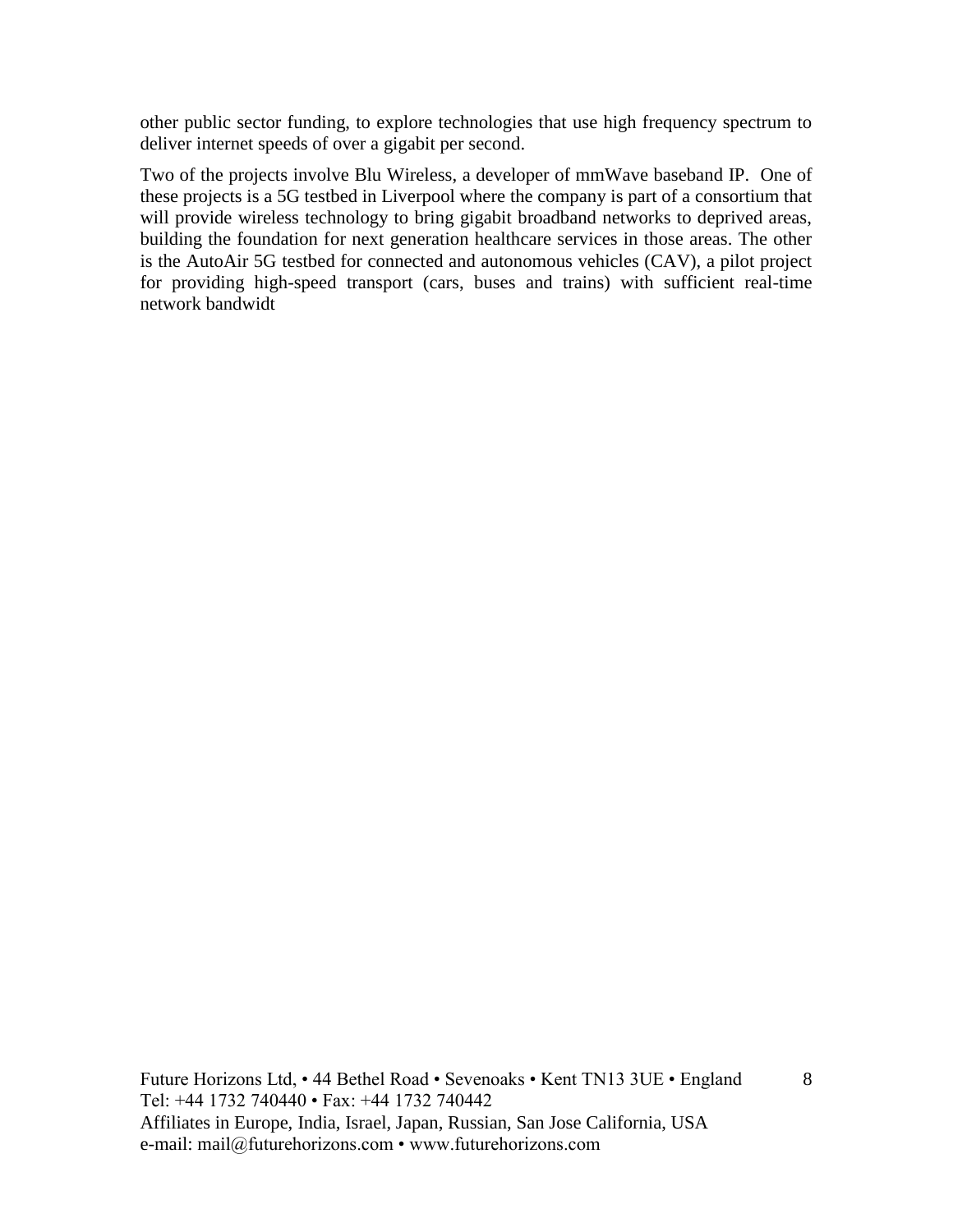other public sector funding, to explore technologies that use high frequency spectrum to deliver internet speeds of over a gigabit per second.

Two of the projects involve Blu Wireless, a developer of mmWave baseband IP. One of these projects is a 5G testbed in Liverpool where the company is part of a consortium that will provide wireless technology to bring gigabit broadband networks to deprived areas, building the foundation for next generation healthcare services in those areas. The other is the AutoAir 5G testbed for connected and autonomous vehicles (CAV), a pilot project for providing high-speed transport (cars, buses and trains) with sufficient real-time network bandwidt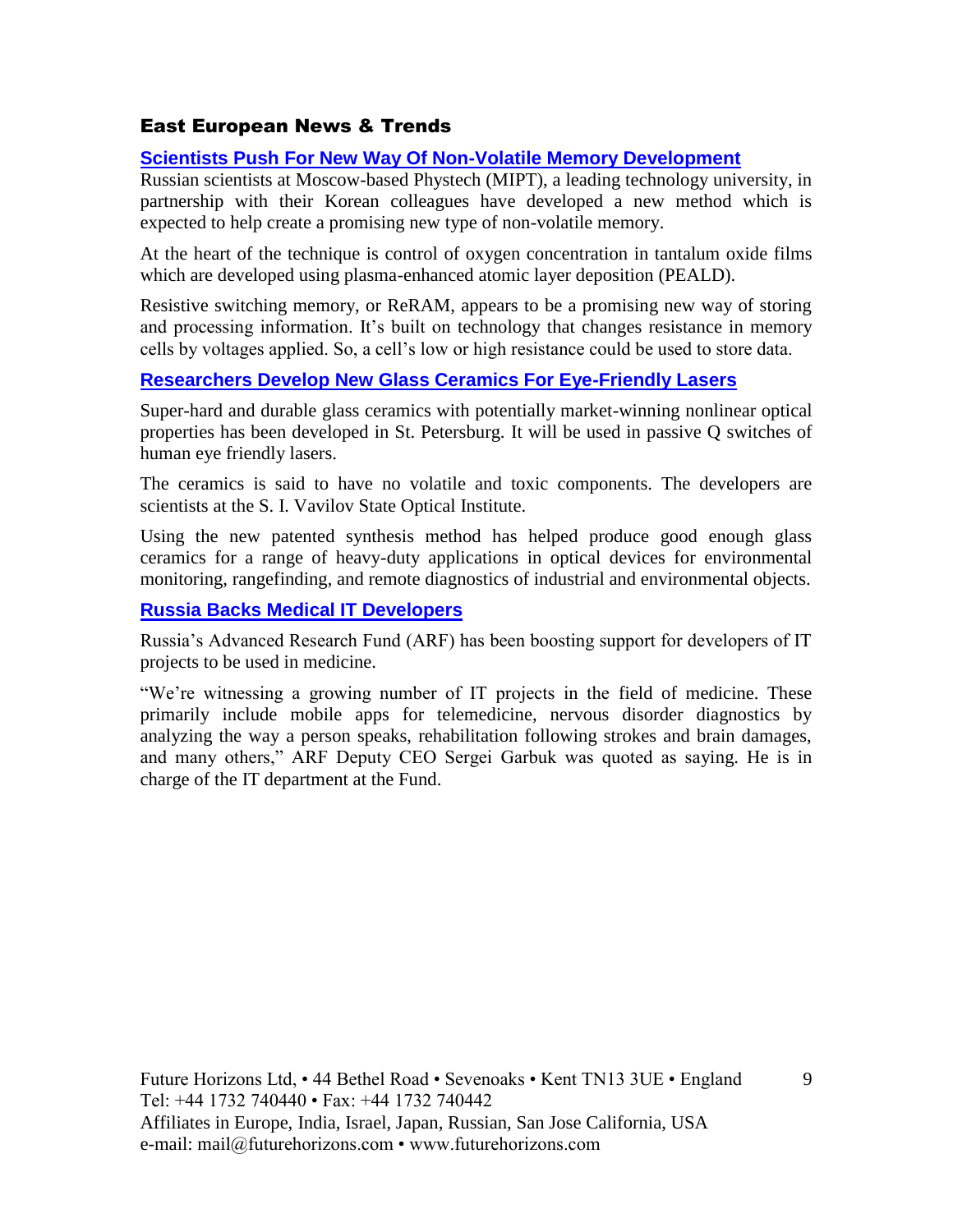## East European News & Trends

### Scientists Push For New Way Of Non-Volatile Memory Development

Russian scientists at Moscow-based Phystech (MIPT), a leading technology university, in partnership with their Korean colleagues have developed a new method which is expected to help create a promising new type of non-volatile memory.

At the heart of the technique is control of oxygen concentration in tantalum oxide films which are developed using plasma-enhanced atomic layer deposition (PEALD).

Resistive switching memory, or ReRAM, appears to be a promising new way of storing and processing information. It's built on technology that changes resistance in memory cells by voltages applied. So, a cell's low or high resistance could be used to store data.

### Researchers Develop New Glass Ceramics For Eye-Friendly Lasers

Super-hard and durable glass ceramics with potentially market-winning nonlinear optical properties has been developed in St. Petersburg. It will be used in passive Q switches of human eye friendly lasers.

The ceramics is said to have no volatile and toxic components. The developers are scientists at the S. I. Vavilov State Optical Institute.

Using the new patented synthesis method has helped produce good enough glass ceramics for a range of heavy-duty applications in optical devices for environmental monitoring, rangefinding, and remote diagnostics of industrial and environmental objects.

### Russia Backs Medical IT Developers

Russia's Advanced Research Fund (ARF) has been boosting support for developers of IT projects to be used in medicine.

"We're witnessing a growing number of IT projects in the field of medicine. These primarily include mobile apps for telemedicine, nervous disorder diagnostics by analyzing the way a person speaks, rehabilitation following strokes and brain damages, and many others," ARF Deputy CEO Sergei Garbuk was quoted as saying. He is in charge of the IT department at the Fund.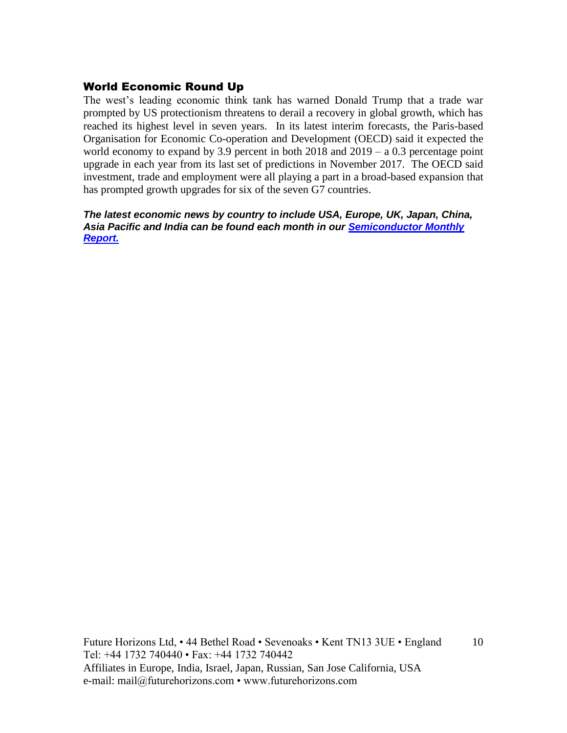## World Economic Round Up

The west's leading economic think tank has warned Donald Trump that a trade war prompted by US protectionism threatens to derail a recovery in global growth, which has reached its highest level in seven years. In its latest interim forecasts, the Paris-based Organisation for Economic Co-operation and Development (OECD) said it expected the world economy to expand by 3.9 percent in both 2018 and 2019 – a 0.3 percentage point upgrade in each year from its last set of predictions in November 2017. The OECD said investment, trade and employment were all playing a part in a broad-based expansion that has prompted growth upgrades for six of the seven G7 countries.

***The latest economic news by country to include USA, Europe, UK, Japan, China, Asia Pacific and India can be found each month in our Semiconductor Monthly Report.***

Future Horizons Ltd, • 44 Bethel Road • Sevenoaks • Kent TN13 3UE • England
Tel: +44 1732 740440 • Fax: +44 1732 740442
Affiliates in Europe, India, Israel, Japan, Russian, San Jose California, USA
e-mail: mail@futurehorizons.com • www.futurehorizons.com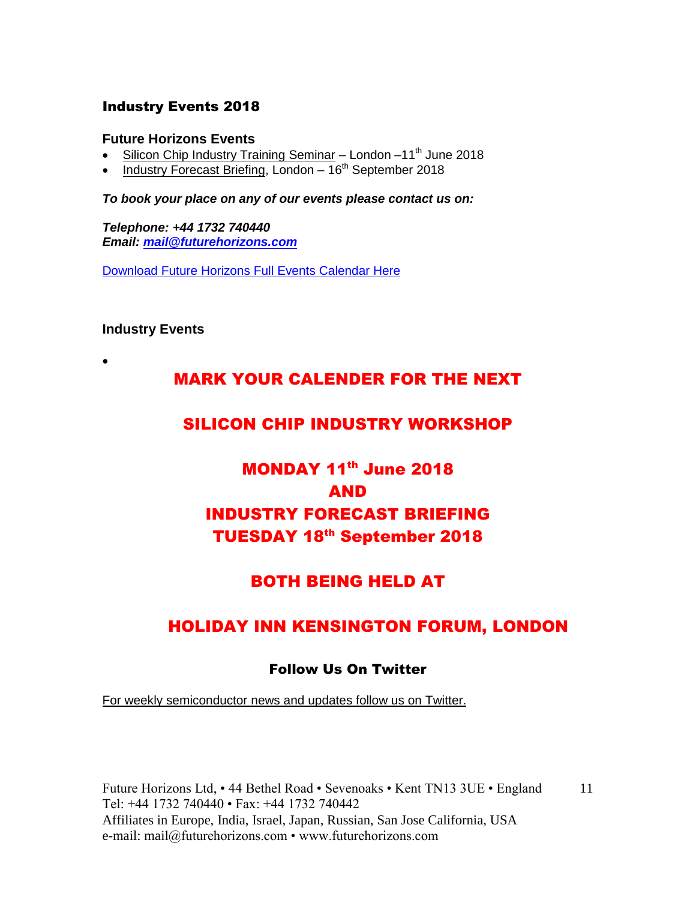## Industry Events 2018

### Future Horizons Events

- Silicon Chip Industry Training Seminar – London –11th June 2018
- Industry Forecast Briefing, London – 16th September 2018

***To book your place on any of our events please contact us on:***

***Telephone: +44 1732 740440***
***Email: mail@futurehorizons.com***

Download Future Horizons Full Events Calendar Here

### Industry Events

- 

**MARK YOUR CALENDER FOR THE NEXT**

**SILICON CHIP INDUSTRY WORKSHOP**

**MONDAY 11th June 2018**
**AND**
**INDUSTRY FORECAST BRIEFING**
**TUESDAY 18th September 2018**

**BOTH BEING HELD AT**

**HOLIDAY INN KENSINGTON FORUM, LONDON**

**Follow Us On Twitter**

For weekly semiconductor news and updates follow us on Twitter.

Future Horizons Ltd, • 44 Bethel Road • Sevenoaks • Kent TN13 3UE • England
Tel: +44 1732 740440 • Fax: +44 1732 740442
Affiliates in Europe, India, Israel, Japan, Russian, San Jose California, USA
e-mail: mail@futurehorizons.com • www.futurehorizons.com